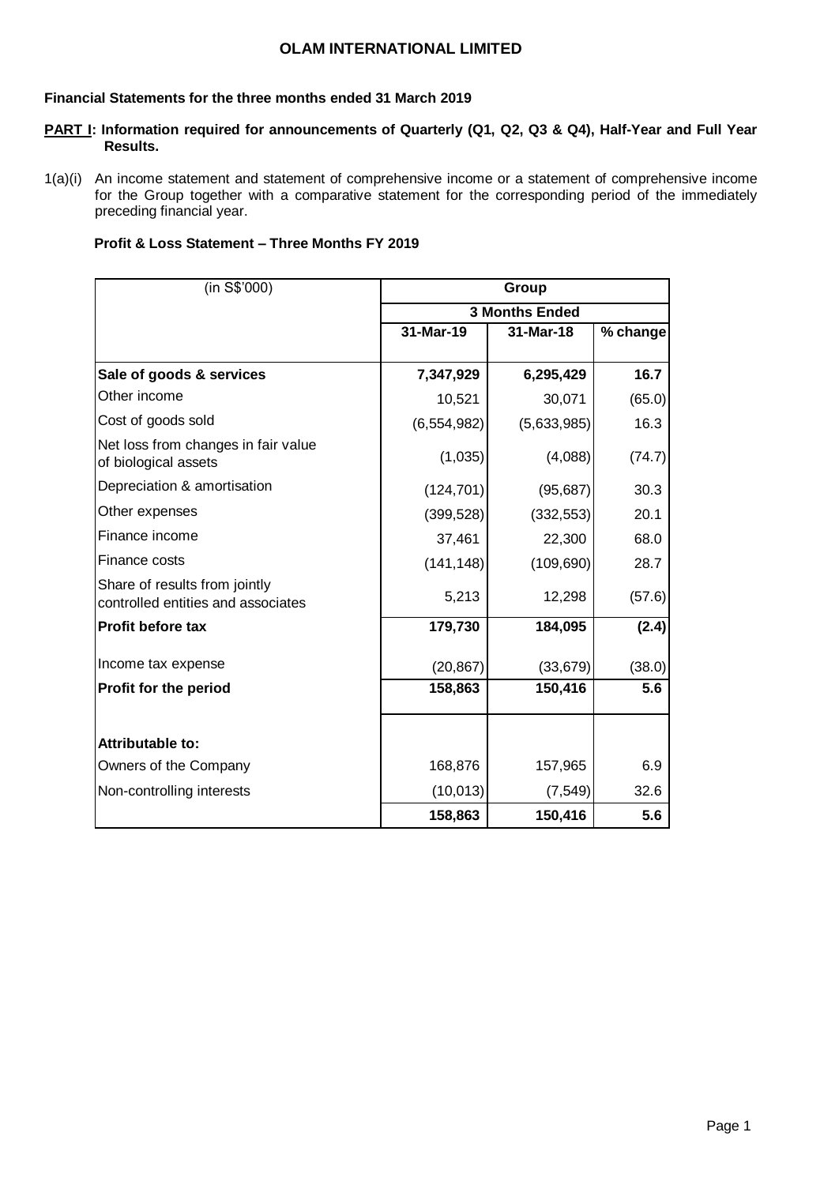# OLAM INTERNATIONAL LIMITED

**Financial Statements for the three months ended 31 March 2019**

**PART I: Information required for announcements of Quarterly (Q1, Q2, Q3 & Q4), Half-Year and Full Year Results.**

1(a)(i) An income statement and statement of comprehensive income or a statement of comprehensive income for the Group together with a comparative statement for the corresponding period of the immediately preceding financial year.

**Profit & Loss Statement – Three Months FY 2019**

| (in S$'000) | Group | | |
|---|---|---|---|
| | 3 Months Ended | | |
| | 31-Mar-19 | 31-Mar-18 | % change |
| **Sale of goods & services** | **7,347,929** | **6,295,429** | **16.7** |
| Other income | 10,521 | 30,071 | (65.0) |
| Cost of goods sold | (6,554,982) | (5,633,985) | 16.3 |
| Net loss from changes in fair value of biological assets | (1,035) | (4,088) | (74.7) |
| Depreciation & amortisation | (124,701) | (95,687) | 30.3 |
| Other expenses | (399,528) | (332,553) | 20.1 |
| Finance income | 37,461 | 22,300 | 68.0 |
| Finance costs | (141,148) | (109,690) | 28.7 |
| Share of results from jointly controlled entities and associates | 5,213 | 12,298 | (57.6) |
| **Profit before tax** | **179,730** | **184,095** | **(2.4)** |
| Income tax expense | (20,867) | (33,679) | (38.0) |
| **Profit for the period** | **158,863** | **150,416** | **5.6** |
| **Attributable to:** | | | |
| Owners of the Company | 168,876 | 157,965 | 6.9 |
| Non-controlling interests | (10,013) | (7,549) | 32.6 |
| | **158,863** | **150,416** | **5.6** |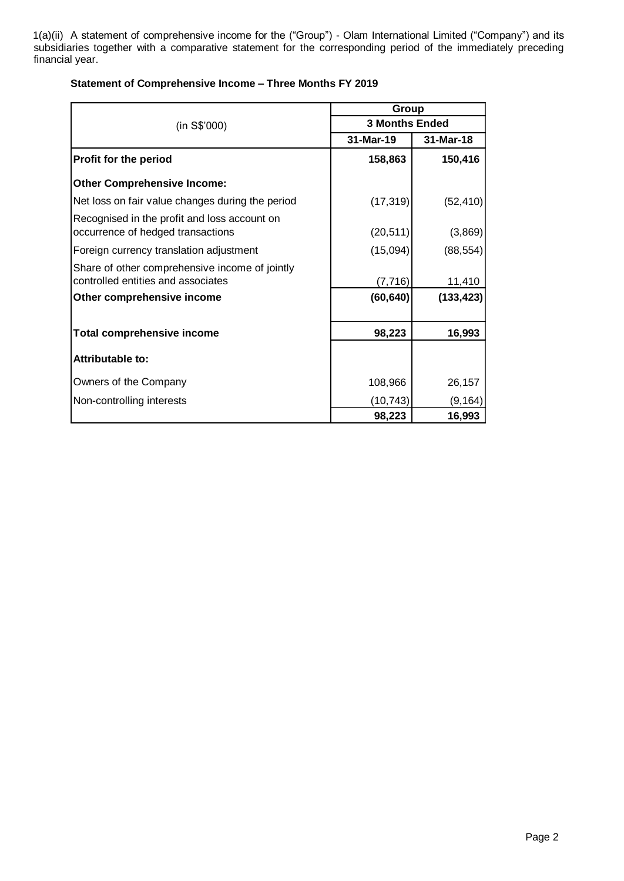1(a)(ii) A statement of comprehensive income for the ("Group") - Olam International Limited ("Company") and its subsidiaries together with a comparative statement for the corresponding period of the immediately preceding financial year.

**Statement of Comprehensive Income – Three Months FY 2019**

| (in S$'000) | Group | |
|---|---|---|
| | **3 Months Ended** | |
| | **31-Mar-19** | **31-Mar-18** |
| **Profit for the period** | **158,863** | **150,416** |
| **Other Comprehensive Income:** | | |
| Net loss on fair value changes during the period | (17,319) | (52,410) |
| Recognised in the profit and loss account on occurrence of hedged transactions | (20,511) | (3,869) |
| Foreign currency translation adjustment | (15,094) | (88,554) |
| Share of other comprehensive income of jointly controlled entities and associates | (7,716) | 11,410 |
| **Other comprehensive income** | **(60,640)** | **(133,423)** |
| **Total comprehensive income** | **98,223** | **16,993** |
| **Attributable to:** | | |
| Owners of the Company | 108,966 | 26,157 |
| Non-controlling interests | (10,743) | (9,164) |
| | **98,223** | **16,993** |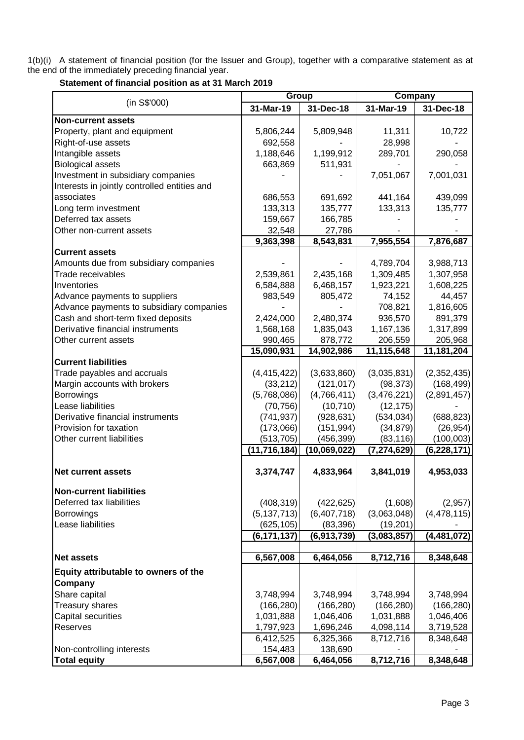1(b)(i) A statement of financial position (for the Issuer and Group), together with a comparative statement as at the end of the immediately preceding financial year.

**Statement of financial position as at 31 March 2019**

| (in S$'000) | Group | | Company | |
|---|---|---|---|---|
| | **31-Mar-19** | **31-Dec-18** | **31-Mar-19** | **31-Dec-18** |
| **Non-current assets** | | | | |
| Property, plant and equipment | 5,806,244 | 5,809,948 | 11,311 | 10,722 |
| Right-of-use assets | 692,558 | - | 28,998 | - |
| Intangible assets | 1,188,646 | 1,199,912 | 289,701 | 290,058 |
| Biological assets | 663,869 | 511,931 | - | - |
| Investment in subsidiary companies | - | - | 7,051,067 | 7,001,031 |
| Interests in jointly controlled entities and associates | 686,553 | 691,692 | 441,164 | 439,099 |
| Long term investment | 133,313 | 135,777 | 133,313 | 135,777 |
| Deferred tax assets | 159,667 | 166,785 | - | - |
| Other non-current assets | 32,548 | 27,786 | - | - |
| | **9,363,398** | **8,543,831** | **7,955,554** | **7,876,687** |
| **Current assets** | | | | |
| Amounts due from subsidiary companies | - | - | 4,789,704 | 3,988,713 |
| Trade receivables | 2,539,861 | 2,435,168 | 1,309,485 | 1,307,958 |
| Inventories | 6,584,888 | 6,468,157 | 1,923,221 | 1,608,225 |
| Advance payments to suppliers | 983,549 | 805,472 | 74,152 | 44,457 |
| Advance payments to subsidiary companies | - | - | 708,821 | 1,816,605 |
| Cash and short-term fixed deposits | 2,424,000 | 2,480,374 | 936,570 | 891,379 |
| Derivative financial instruments | 1,568,168 | 1,835,043 | 1,167,136 | 1,317,899 |
| Other current assets | 990,465 | 878,772 | 206,559 | 205,968 |
| | **15,090,931** | **14,902,986** | **11,115,648** | **11,181,204** |
| **Current liabilities** | | | | |
| Trade payables and accruals | (4,415,422) | (3,633,860) | (3,035,831) | (2,352,435) |
| Margin accounts with brokers | (33,212) | (121,017) | (98,373) | (168,499) |
| Borrowings | (5,768,086) | (4,766,411) | (3,476,221) | (2,891,457) |
| Lease liabilities | (70,756) | (10,710) | (12,175) | - |
| Derivative financial instruments | (741,937) | (928,631) | (534,034) | (688,823) |
| Provision for taxation | (173,066) | (151,994) | (34,879) | (26,954) |
| Other current liabilities | (513,705) | (456,399) | (83,116) | (100,003) |
| | **(11,716,184)** | **(10,069,022)** | **(7,274,629)** | **(6,228,171)** |
| **Net current assets** | **3,374,747** | **4,833,964** | **3,841,019** | **4,953,033** |
| **Non-current liabilities** | | | | |
| Deferred tax liabilities | (408,319) | (422,625) | (1,608) | (2,957) |
| Borrowings | (5,137,713) | (6,407,718) | (3,063,048) | (4,478,115) |
| Lease liabilities | (625,105) | (83,396) | (19,201) | - |
| | **(6,171,137)** | **(6,913,739)** | **(3,083,857)** | **(4,481,072)** |
| **Net assets** | **6,567,008** | **6,464,056** | **8,712,716** | **8,348,648** |
| **Equity attributable to owners of the Company** | | | | |
| Share capital | 3,748,994 | 3,748,994 | 3,748,994 | 3,748,994 |
| Treasury shares | (166,280) | (166,280) | (166,280) | (166,280) |
| Capital securities | 1,031,888 | 1,046,406 | 1,031,888 | 1,046,406 |
| Reserves | 1,797,923 | 1,696,246 | 4,098,114 | 3,719,528 |
| | 6,412,525 | 6,325,366 | 8,712,716 | 8,348,648 |
| Non-controlling interests | 154,483 | 138,690 | - | - |
| **Total equity** | **6,567,008** | **6,464,056** | **8,712,716** | **8,348,648** |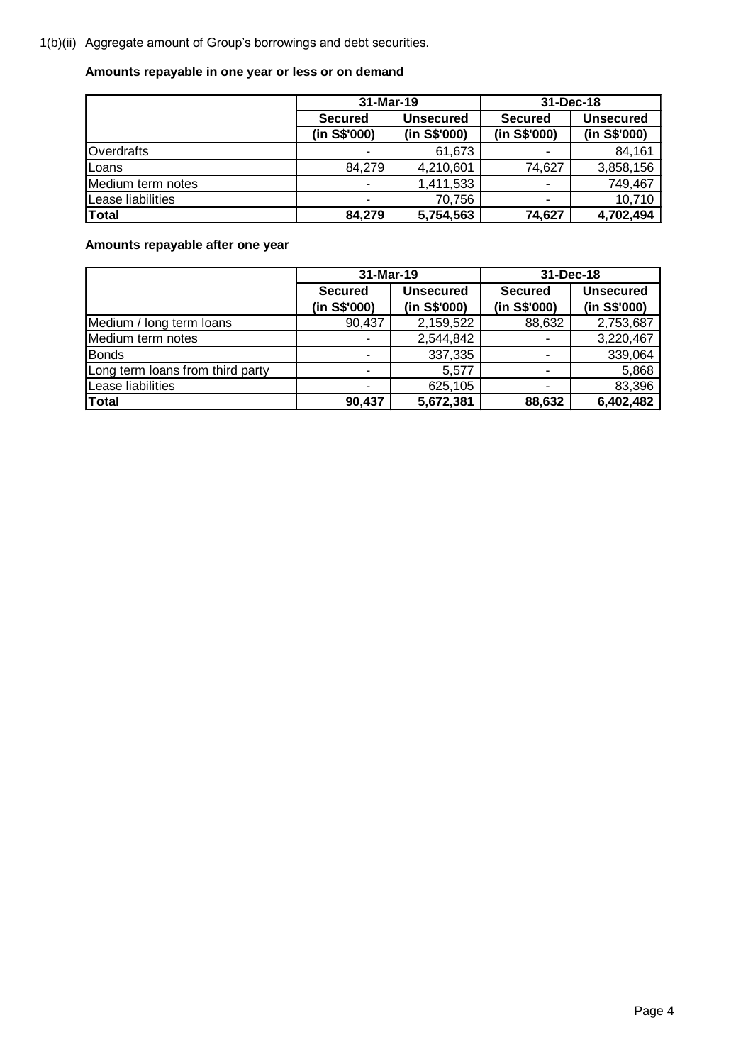1(b)(ii) Aggregate amount of Group's borrowings and debt securities.

**Amounts repayable in one year or less or on demand**

| | 31-Mar-19 | | 31-Dec-18 | |
|---|---|---|---|---|
| | **Secured** | **Unsecured** | **Secured** | **Unsecured** |
| | **(in S$'000)** | **(in S$'000)** | **(in S$'000)** | **(in S$'000)** |
| Overdrafts | - | 61,673 | - | 84,161 |
| Loans | 84,279 | 4,210,601 | 74,627 | 3,858,156 |
| Medium term notes | - | 1,411,533 | - | 749,467 |
| Lease liabilities | - | 70,756 | - | 10,710 |
| **Total** | **84,279** | **5,754,563** | **74,627** | **4,702,494** |

**Amounts repayable after one year**

| | 31-Mar-19 | | 31-Dec-18 | |
|---|---|---|---|---|
| | **Secured** | **Unsecured** | **Secured** | **Unsecured** |
| | **(in S$'000)** | **(in S$'000)** | **(in S$'000)** | **(in S$'000)** |
| Medium / long term loans | 90,437 | 2,159,522 | 88,632 | 2,753,687 |
| Medium term notes | - | 2,544,842 | - | 3,220,467 |
| Bonds | - | 337,335 | - | 339,064 |
| Long term loans from third party | - | 5,577 | - | 5,868 |
| Lease liabilities | - | 625,105 | - | 83,396 |
| **Total** | **90,437** | **5,672,381** | **88,632** | **6,402,482** |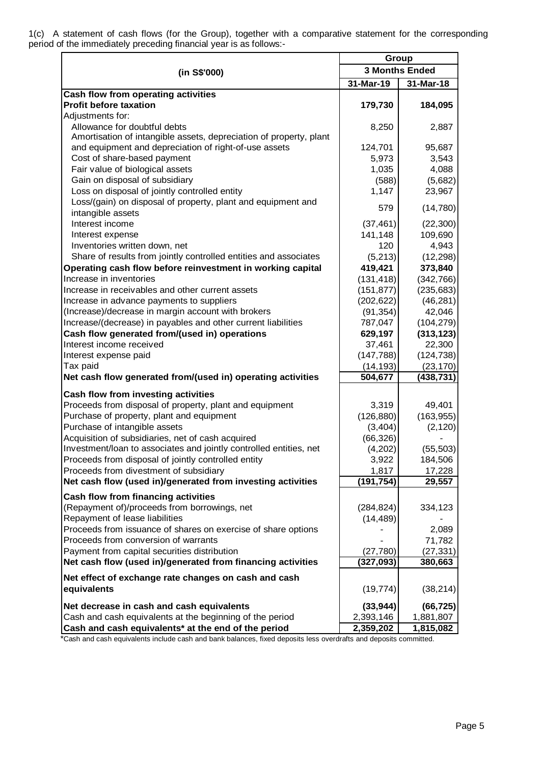1(c) A statement of cash flows (for the Group), together with a comparative statement for the corresponding period of the immediately preceding financial year is as follows:-

| (in S$'000) | Group | |
|---|---|---|
| | 3 Months Ended | |
| | 31-Mar-19 | 31-Mar-18 |
| **Cash flow from operating activities** | | |
| **Profit before taxation** | **179,730** | **184,095** |
| Adjustments for: | | |
| Allowance for doubtful debts | 8,250 | 2,887 |
| Amortisation of intangible assets, depreciation of property, plant and equipment and depreciation of right-of-use assets | 124,701 | 95,687 |
| Cost of share-based payment | 5,973 | 3,543 |
| Fair value of biological assets | 1,035 | 4,088 |
| Gain on disposal of subsidiary | (588) | (5,682) |
| Loss on disposal of jointly controlled entity | 1,147 | 23,967 |
| Loss/(gain) on disposal of property, plant and equipment and intangible assets | 579 | (14,780) |
| Interest income | (37,461) | (22,300) |
| Interest expense | 141,148 | 109,690 |
| Inventories written down, net | 120 | 4,943 |
| Share of results from jointly controlled entities and associates | (5,213) | (12,298) |
| **Operating cash flow before reinvestment in working capital** | **419,421** | **373,840** |
| Increase in inventories | (131,418) | (342,766) |
| Increase in receivables and other current assets | (151,877) | (235,683) |
| Increase in advance payments to suppliers | (202,622) | (46,281) |
| (Increase)/decrease in margin account with brokers | (91,354) | 42,046 |
| Increase/(decrease) in payables and other current liabilities | 787,047 | (104,279) |
| **Cash flow generated from/(used in) operations** | **629,197** | **(313,123)** |
| Interest income received | 37,461 | 22,300 |
| Interest expense paid | (147,788) | (124,738) |
| Tax paid | (14,193) | (23,170) |
| **Net cash flow generated from/(used in) operating activities** | **504,677** | **(438,731)** |
| **Cash flow from investing activities** | | |
| Proceeds from disposal of property, plant and equipment | 3,319 | 49,401 |
| Purchase of property, plant and equipment | (126,880) | (163,955) |
| Purchase of intangible assets | (3,404) | (2,120) |
| Acquisition of subsidiaries, net of cash acquired | (66,326) | - |
| Investment/loan to associates and jointly controlled entities, net | (4,202) | (55,503) |
| Proceeds from disposal of jointly controlled entity | 3,922 | 184,506 |
| Proceeds from divestment of subsidiary | 1,817 | 17,228 |
| **Net cash flow (used in)/generated from investing activities** | **(191,754)** | **29,557** |
| **Cash flow from financing activities** | | |
| (Repayment of)/proceeds from borrowings, net | (284,824) | 334,123 |
| Repayment of lease liabilities | (14,489) | - |
| Proceeds from issuance of shares on exercise of share options | - | 2,089 |
| Proceeds from conversion of warrants | - | 71,782 |
| Payment from capital securities distribution | (27,780) | (27,331) |
| **Net cash flow (used in)/generated from financing activities** | **(327,093)** | **380,663** |
| **Net effect of exchange rate changes on cash and cash equivalents** | (19,774) | (38,214) |
| **Net decrease in cash and cash equivalents** | **(33,944)** | **(66,725)** |
| Cash and cash equivalents at the beginning of the period | 2,393,146 | 1,881,807 |
| **Cash and cash equivalents* at the end of the period** | **2,359,202** | **1,815,082** |

*Cash and cash equivalents include cash and bank balances, fixed deposits less overdrafts and deposits committed.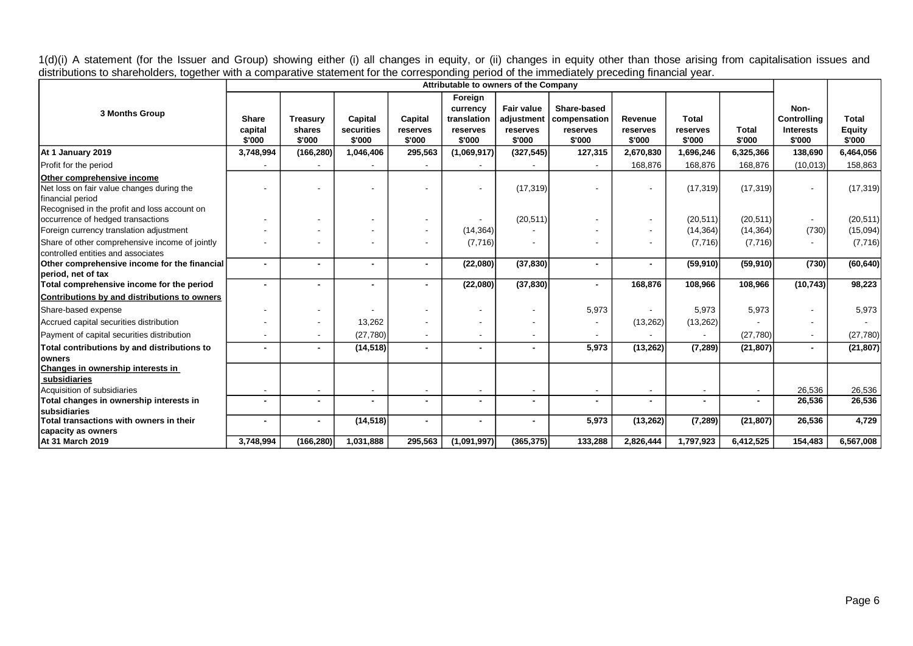1(d)(i) A statement (for the Issuer and Group) showing either (i) all changes in equity, or (ii) changes in equity other than those arising from capitalisation issues and distributions to shareholders, together with a comparative statement for the corresponding period of the immediately preceding financial year.

| 3 Months Group | Attributable to owners of the Company | | | | | | | | | | | |
|---|---|---|---|---|---|---|---|---|---|---|---|---|
| | Share capital $'000 | Treasury shares $'000 | Capital securities $'000 | Capital reserves $'000 | Foreign currency translation reserves $'000 | Fair value adjustment reserves $'000 | Share-based compensation reserves $'000 | Revenue reserves $'000 | Total reserves $'000 | Total $'000 | Non-Controlling Interests $'000 | Total Equity $'000 |
| **At 1 January 2019** | **3,748,994** | **(166,280)** | **1,046,406** | **295,563** | **(1,069,917)** | **(327,545)** | **127,315** | **2,670,830** | **1,696,246** | **6,325,366** | **138,690** | **6,464,056** |
| Profit for the period | - | - | - | - | - | - | - | 168,876 | 168,876 | 168,876 | (10,013) | 158,863 |
| **Other comprehensive income** | | | | | | | | | | | | |
| Net loss on fair value changes during the financial period | - | - | - | - | - | (17,319) | - | - | (17,319) | (17,319) | - | (17,319) |
| Recognised in the profit and loss account on occurrence of hedged transactions | - | - | - | - | - | (20,511) | - | - | (20,511) | (20,511) | - | (20,511) |
| Foreign currency translation adjustment | - | - | - | - | (14,364) | - | - | - | (14,364) | (14,364) | (730) | (15,094) |
| Share of other comprehensive income of jointly controlled entities and associates | - | - | - | - | (7,716) | - | - | - | (7,716) | (7,716) | - | (7,716) |
| **Other comprehensive income for the financial period, net of tax** | **-** | **-** | **-** | **-** | **(22,080)** | **(37,830)** | **-** | **-** | **(59,910)** | **(59,910)** | **(730)** | **(60,640)** |
| **Total comprehensive income for the period** | **-** | **-** | **-** | **-** | **(22,080)** | **(37,830)** | **-** | **168,876** | **108,966** | **108,966** | **(10,743)** | **98,223** |
| **Contributions by and distributions to owners** | | | | | | | | | | | | |
| Share-based expense | - | - | - | - | - | - | 5,973 | - | 5,973 | 5,973 | - | 5,973 |
| Accrued capital securities distribution | - | - | 13,262 | - | - | - | - | (13,262) | (13,262) | - | - | - |
| Payment of capital securities distribution | - | - | (27,780) | - | - | - | - | - | - | (27,780) | - | (27,780) |
| **Total contributions by and distributions to owners** | **-** | **-** | **(14,518)** | **-** | **-** | **-** | **5,973** | **(13,262)** | **(7,289)** | **(21,807)** | **-** | **(21,807)** |
| **Changes in ownership interests in subsidiaries** | | | | | | | | | | | | |
| Acquisition of subsidiaries | - | - | - | - | - | - | - | - | - | - | 26,536 | 26,536 |
| **Total changes in ownership interests in subsidiaries** | **-** | **-** | **-** | **-** | **-** | **-** | **-** | **-** | **-** | **-** | **26,536** | **26,536** |
| **Total transactions with owners in their capacity as owners** | **-** | **-** | **(14,518)** | **-** | **-** | **-** | **5,973** | **(13,262)** | **(7,289)** | **(21,807)** | **26,536** | **4,729** |
| **At 31 March 2019** | **3,748,994** | **(166,280)** | **1,031,888** | **295,563** | **(1,091,997)** | **(365,375)** | **133,288** | **2,826,444** | **1,797,923** | **6,412,525** | **154,483** | **6,567,008** |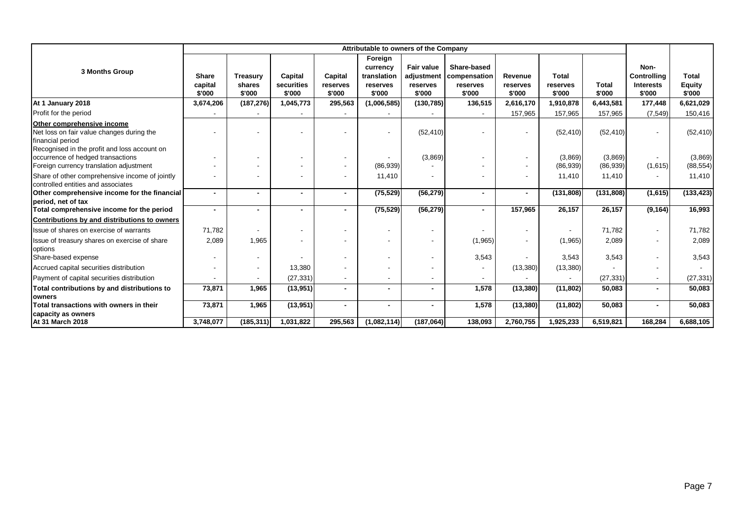| 3 Months Group | Attributable to owners of the Company | | | | | | | | | | | |
|---|---|---|---|---|---|---|---|---|---|---|---|---|
| | Share capital $'000 | Treasury shares $'000 | Capital securities $'000 | Capital reserves $'000 | Foreign currency translation reserves $'000 | Fair value adjustment reserves $'000 | Share-based compensation reserves $'000 | Revenue reserves $'000 | Total reserves $'000 | Total $'000 | Non-Controlling Interests $'000 | Total Equity $'000 |
| **At 1 January 2018** | **3,674,206** | **(187,276)** | **1,045,773** | **295,563** | **(1,006,585)** | **(130,785)** | **136,515** | **2,616,170** | **1,910,878** | **6,443,581** | **177,448** | **6,621,029** |
| Profit for the period | - | - | - | - | - | - | - | 157,965 | 157,965 | 157,965 | (7,549) | 150,416 |
| **Other comprehensive income** | | | | | | | | | | | | |
| Net loss on fair value changes during the financial period | - | - | - | - | - | (52,410) | - | - | (52,410) | (52,410) | - | (52,410) |
| Recognised in the profit and loss account on occurrence of hedged transactions | - | - | - | - | - | (3,869) | - | - | (3,869) | (3,869) | - | (3,869) |
| Foreign currency translation adjustment | - | - | - | - | (86,939) | - | - | - | (86,939) | (86,939) | (1,615) | (88,554) |
| Share of other comprehensive income of jointly controlled entities and associates | - | - | - | - | 11,410 | - | - | - | 11,410 | 11,410 | - | 11,410 |
| **Other comprehensive income for the financial period, net of tax** | **-** | **-** | **-** | **-** | **(75,529)** | **(56,279)** | **-** | **-** | **(131,808)** | **(131,808)** | **(1,615)** | **(133,423)** |
| **Total comprehensive income for the period** | **-** | **-** | **-** | **-** | **(75,529)** | **(56,279)** | **-** | **157,965** | **26,157** | **26,157** | **(9,164)** | **16,993** |
| **Contributions by and distributions to owners** | | | | | | | | | | | | |
| Issue of shares on exercise of warrants | 71,782 | - | - | - | - | - | - | - | - | 71,782 | - | 71,782 |
| Issue of treasury shares on exercise of share options | 2,089 | 1,965 | - | - | - | - | (1,965) | - | (1,965) | 2,089 | - | 2,089 |
| Share-based expense | - | - | - | - | - | - | 3,543 | - | 3,543 | 3,543 | - | 3,543 |
| Accrued capital securities distribution | - | - | 13,380 | - | - | - | - | (13,380) | (13,380) | - | - | - |
| Payment of capital securities distribution | - | - | (27,331) | - | - | - | - | - | - | (27,331) | - | (27,331) |
| **Total contributions by and distributions to owners** | **73,871** | **1,965** | **(13,951)** | **-** | **-** | **-** | **1,578** | **(13,380)** | **(11,802)** | **50,083** | **-** | **50,083** |
| **Total transactions with owners in their capacity as owners** | **73,871** | **1,965** | **(13,951)** | **-** | **-** | **-** | **1,578** | **(13,380)** | **(11,802)** | **50,083** | **-** | **50,083** |
| **At 31 March 2018** | **3,748,077** | **(185,311)** | **1,031,822** | **295,563** | **(1,082,114)** | **(187,064)** | **138,093** | **2,760,755** | **1,925,233** | **6,519,821** | **168,284** | **6,688,105** |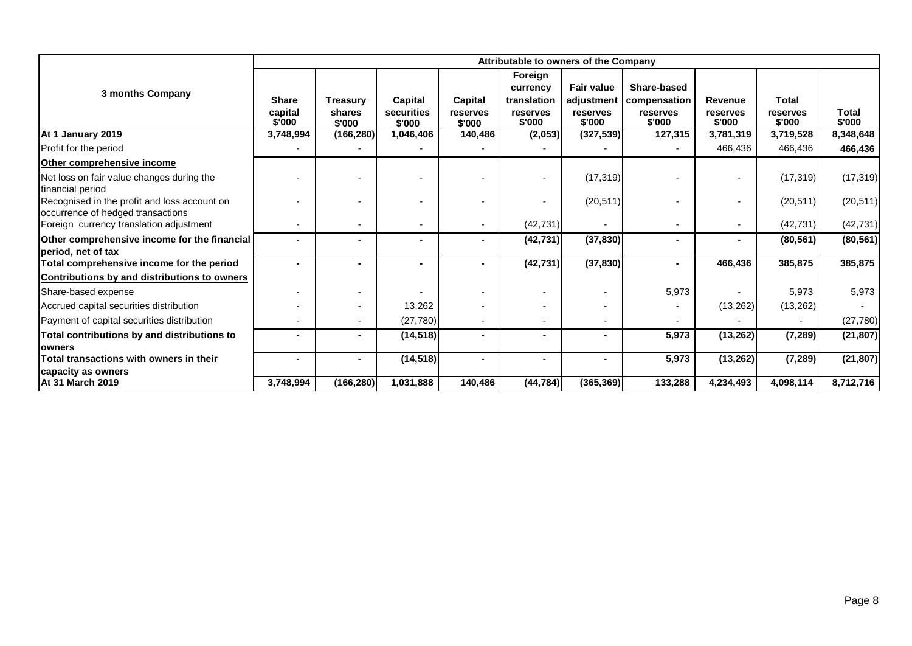| 3 months Company | Attributable to owners of the Company | | | | | | | | | |
|---|---|---|---|---|---|---|---|---|---|---|
| | Share capital $'000 | Treasury shares $'000 | Capital securities $'000 | Capital reserves $'000 | Foreign currency translation reserves $'000 | Fair value adjustment reserves $'000 | Share-based compensation reserves $'000 | Revenue reserves $'000 | Total reserves $'000 | Total $'000 |
| **At 1 January 2019** | **3,748,994** | **(166,280)** | **1,046,406** | **140,486** | **(2,053)** | **(327,539)** | **127,315** | **3,781,319** | **3,719,528** | **8,348,648** |
| Profit for the period | - | - | - | - | - | - | - | 466,436 | 466,436 | **466,436** |
| **Other comprehensive income** | | | | | | | | | | |
| Net loss on fair value changes during the financial period | - | - | - | - | - | (17,319) | - | - | (17,319) | (17,319) |
| Recognised in the profit and loss account on occurrence of hedged transactions | - | - | - | - | - | (20,511) | - | - | (20,511) | (20,511) |
| Foreign currency translation adjustment | - | - | - | - | (42,731) | - | - | - | (42,731) | (42,731) |
| **Other comprehensive income for the financial period, net of tax** | **-** | **-** | **-** | **-** | **(42,731)** | **(37,830)** | **-** | **-** | **(80,561)** | **(80,561)** |
| **Total comprehensive income for the period** | **-** | **-** | **-** | **-** | **(42,731)** | **(37,830)** | **-** | **466,436** | **385,875** | **385,875** |
| **Contributions by and distributions to owners** | | | | | | | | | | |
| Share-based expense | - | - | - | - | - | - | 5,973 | - | 5,973 | 5,973 |
| Accrued capital securities distribution | - | - | 13,262 | - | - | - | - | (13,262) | (13,262) | - |
| Payment of capital securities distribution | - | - | (27,780) | - | - | - | - | - | - | (27,780) |
| **Total contributions by and distributions to owners** | **-** | **-** | **(14,518)** | **-** | **-** | **-** | **5,973** | **(13,262)** | **(7,289)** | **(21,807)** |
| **Total transactions with owners in their capacity as owners** | **-** | **-** | **(14,518)** | **-** | **-** | **-** | **5,973** | **(13,262)** | **(7,289)** | **(21,807)** |
| **At 31 March 2019** | **3,748,994** | **(166,280)** | **1,031,888** | **140,486** | **(44,784)** | **(365,369)** | **133,288** | **4,234,493** | **4,098,114** | **8,712,716** |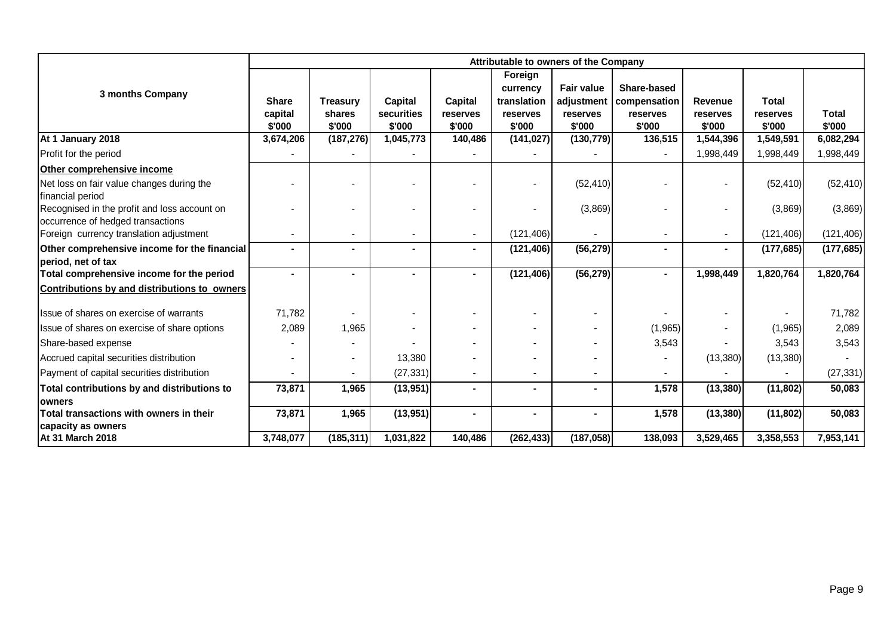| 3 months Company | Attributable to owners of the Company | | | | | | | | | |
|---|---|---|---|---|---|---|---|---|---|---|
| | Share capital $'000 | Treasury shares $'000 | Capital securities $'000 | Capital reserves $'000 | Foreign currency translation reserves $'000 | Fair value adjustment reserves $'000 | Share-based compensation reserves $'000 | Revenue reserves $'000 | Total reserves $'000 | Total $'000 |
| **At 1 January 2018** | **3,674,206** | **(187,276)** | **1,045,773** | **140,486** | **(141,027)** | **(130,779)** | **136,515** | **1,544,396** | **1,549,591** | **6,082,294** |
| Profit for the period | - | - | - | - | - | - | - | 1,998,449 | 1,998,449 | 1,998,449 |
| **Other comprehensive income** | | | | | | | | | | |
| Net loss on fair value changes during the financial period | - | - | - | - | - | (52,410) | - | - | (52,410) | (52,410) |
| Recognised in the profit and loss account on occurrence of hedged transactions | - | - | - | - | - | (3,869) | - | - | (3,869) | (3,869) |
| Foreign currency translation adjustment | - | - | - | - | (121,406) | - | - | - | (121,406) | (121,406) |
| **Other comprehensive income for the financial period, net of tax** | **-** | **-** | **-** | **-** | **(121,406)** | **(56,279)** | **-** | **-** | **(177,685)** | **(177,685)** |
| **Total comprehensive income for the period** | **-** | **-** | **-** | **-** | **(121,406)** | **(56,279)** | **-** | **1,998,449** | **1,820,764** | **1,820,764** |
| **Contributions by and distributions to owners** | | | | | | | | | | |
| Issue of shares on exercise of warrants | 71,782 | - | - | - | - | - | - | - | - | 71,782 |
| Issue of shares on exercise of share options | 2,089 | 1,965 | - | - | - | - | (1,965) | - | (1,965) | 2,089 |
| Share-based expense | - | - | - | - | - | - | 3,543 | - | 3,543 | 3,543 |
| Accrued capital securities distribution | - | - | 13,380 | - | - | - | - | (13,380) | (13,380) | - |
| Payment of capital securities distribution | - | - | (27,331) | - | - | - | - | - | - | (27,331) |
| **Total contributions by and distributions to owners** | **73,871** | **1,965** | **(13,951)** | **-** | **-** | **-** | **1,578** | **(13,380)** | **(11,802)** | **50,083** |
| **Total transactions with owners in their capacity as owners** | **73,871** | **1,965** | **(13,951)** | **-** | **-** | **-** | **1,578** | **(13,380)** | **(11,802)** | **50,083** |
| **At 31 March 2018** | **3,748,077** | **(185,311)** | **1,031,822** | **140,486** | **(262,433)** | **(187,058)** | **138,093** | **3,529,465** | **3,358,553** | **7,953,141** |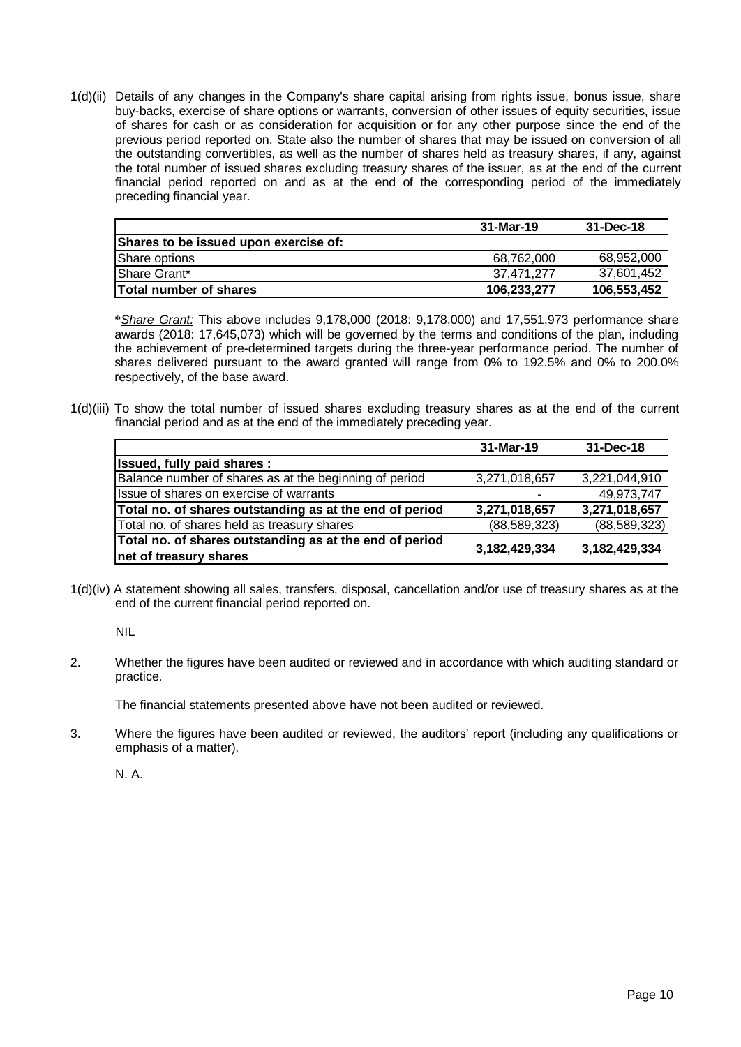1(d)(ii) Details of any changes in the Company's share capital arising from rights issue, bonus issue, share buy-backs, exercise of share options or warrants, conversion of other issues of equity securities, issue of shares for cash or as consideration for acquisition or for any other purpose since the end of the previous period reported on. State also the number of shares that may be issued on conversion of all the outstanding convertibles, as well as the number of shares held as treasury shares, if any, against the total number of issued shares excluding treasury shares of the issuer, as at the end of the current financial period reported on and as at the end of the corresponding period of the immediately preceding financial year.

| | 31-Mar-19 | 31-Dec-18 |
|---|---|---|
| **Shares to be issued upon exercise of:** | | |
| Share options | 68,762,000 | 68,952,000 |
| Share Grant* | 37,471,277 | 37,601,452 |
| **Total number of shares** | **106,233,277** | **106,553,452** |

**Share Grant:* This above includes 9,178,000 (2018: 9,178,000) and 17,551,973 performance share awards (2018: 17,645,073) which will be governed by the terms and conditions of the plan, including the achievement of pre-determined targets during the three-year performance period. The number of shares delivered pursuant to the award granted will range from 0% to 192.5% and 0% to 200.0% respectively, of the base award.

1(d)(iii) To show the total number of issued shares excluding treasury shares as at the end of the current financial period and as at the end of the immediately preceding year.

| | 31-Mar-19 | 31-Dec-18 |
|---|---|---|
| **Issued, fully paid shares :** | | |
| Balance number of shares as at the beginning of period | 3,271,018,657 | 3,221,044,910 |
| Issue of shares on exercise of warrants | - | 49,973,747 |
| **Total no. of shares outstanding as at the end of period** | **3,271,018,657** | **3,271,018,657** |
| Total no. of shares held as treasury shares | (88,589,323) | (88,589,323) |
| **Total no. of shares outstanding as at the end of period net of treasury shares** | **3,182,429,334** | **3,182,429,334** |

1(d)(iv) A statement showing all sales, transfers, disposal, cancellation and/or use of treasury shares as at the end of the current financial period reported on.

NIL

2. Whether the figures have been audited or reviewed and in accordance with which auditing standard or practice.

The financial statements presented above have not been audited or reviewed.

3. Where the figures have been audited or reviewed, the auditors' report (including any qualifications or emphasis of a matter).

N. A.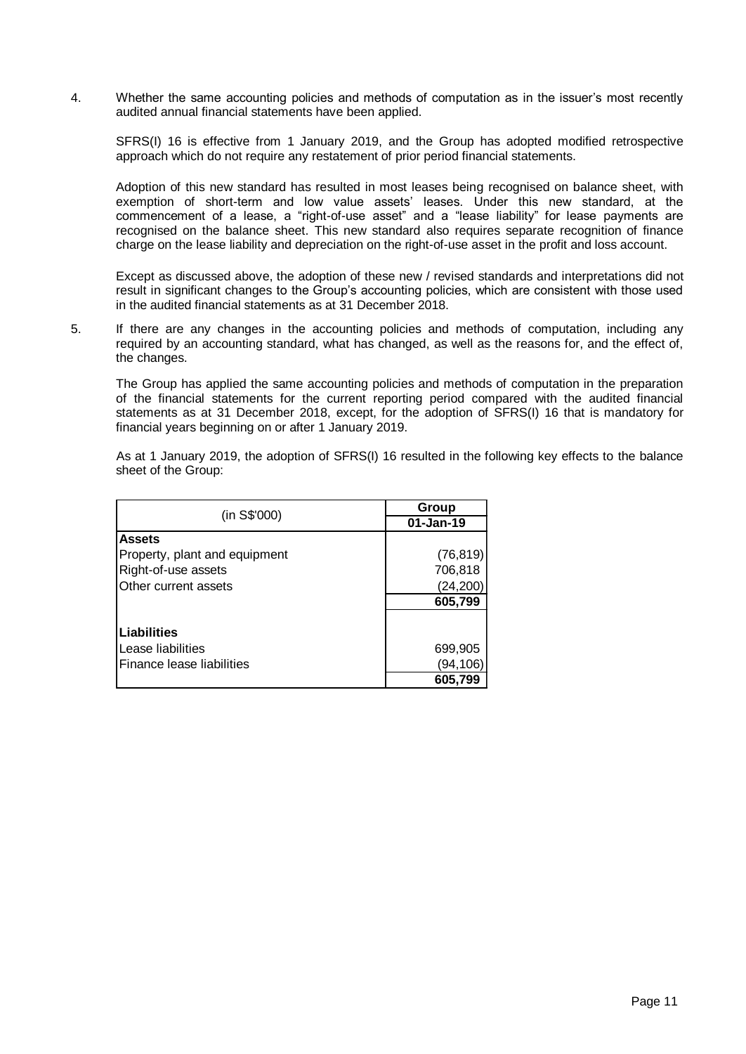4. Whether the same accounting policies and methods of computation as in the issuer's most recently audited annual financial statements have been applied.

   SFRS(I) 16 is effective from 1 January 2019, and the Group has adopted modified retrospective approach which do not require any restatement of prior period financial statements.

   Adoption of this new standard has resulted in most leases being recognised on balance sheet, with exemption of short-term and low value assets' leases. Under this new standard, at the commencement of a lease, a "right-of-use asset" and a "lease liability" for lease payments are recognised on the balance sheet. This new standard also requires separate recognition of finance charge on the lease liability and depreciation on the right-of-use asset in the profit and loss account.

   Except as discussed above, the adoption of these new / revised standards and interpretations did not result in significant changes to the Group's accounting policies, which are consistent with those used in the audited financial statements as at 31 December 2018.

5. If there are any changes in the accounting policies and methods of computation, including any required by an accounting standard, what has changed, as well as the reasons for, and the effect of, the changes.

   The Group has applied the same accounting policies and methods of computation in the preparation of the financial statements for the current reporting period compared with the audited financial statements as at 31 December 2018, except, for the adoption of SFRS(I) 16 that is mandatory for financial years beginning on or after 1 January 2019.

   As at 1 January 2019, the adoption of SFRS(I) 16 resulted in the following key effects to the balance sheet of the Group:

| (in S$'000) | Group |
|---|---|
| | **01-Jan-19** |
| **Assets** | |
| Property, plant and equipment | (76,819) |
| Right-of-use assets | 706,818 |
| Other current assets | (24,200) |
| | **605,799** |
| **Liabilities** | |
| Lease liabilities | 699,905 |
| Finance lease liabilities | (94,106) |
| | **605,799** |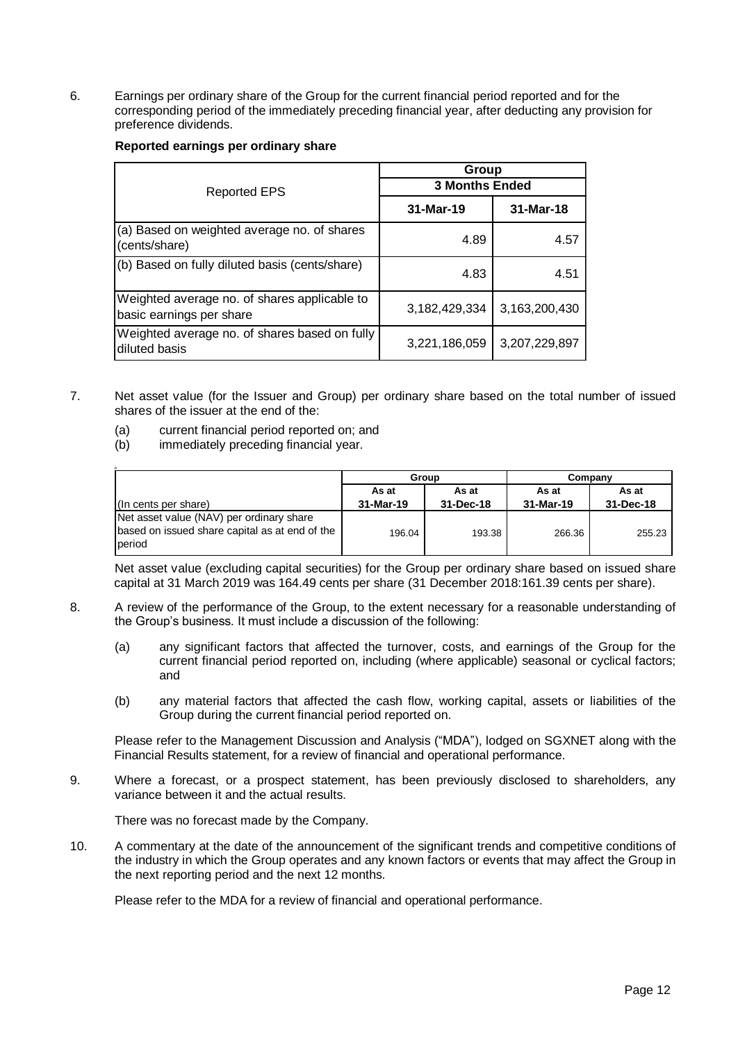6. Earnings per ordinary share of the Group for the current financial period reported and for the corresponding period of the immediately preceding financial year, after deducting any provision for preference dividends.

**Reported earnings per ordinary share**

| Reported EPS | Group | |
|---|---|---|
| | **3 Months Ended** | |
| | **31-Mar-19** | **31-Mar-18** |
| (a) Based on weighted average no. of shares (cents/share) | 4.89 | 4.57 |
| (b) Based on fully diluted basis (cents/share) | 4.83 | 4.51 |
| Weighted average no. of shares applicable to basic earnings per share | 3,182,429,334 | 3,163,200,430 |
| Weighted average no. of shares based on fully diluted basis | 3,221,186,059 | 3,207,229,897 |

7. Net asset value (for the Issuer and Group) per ordinary share based on the total number of issued shares of the issuer at the end of the:

   (a) current financial period reported on; and
   
   (b) immediately preceding financial year.

| | Group | | Company | |
|---|---|---|---|---|
| (In cents per share) | As at 31-Mar-19 | As at 31-Dec-18 | As at 31-Mar-19 | As at 31-Dec-18 |
| Net asset value (NAV) per ordinary share based on issued share capital as at end of the period | 196.04 | 193.38 | 266.36 | 255.23 |

Net asset value (excluding capital securities) for the Group per ordinary share based on issued share capital at 31 March 2019 was 164.49 cents per share (31 December 2018:161.39 cents per share).

8. A review of the performance of the Group, to the extent necessary for a reasonable understanding of the Group's business. It must include a discussion of the following:

   (a) any significant factors that affected the turnover, costs, and earnings of the Group for the current financial period reported on, including (where applicable) seasonal or cyclical factors; and

   (b) any material factors that affected the cash flow, working capital, assets or liabilities of the Group during the current financial period reported on.

Please refer to the Management Discussion and Analysis ("MDA"), lodged on SGXNET along with the Financial Results statement, for a review of financial and operational performance.

9. Where a forecast, or a prospect statement, has been previously disclosed to shareholders, any variance between it and the actual results.

There was no forecast made by the Company.

10. A commentary at the date of the announcement of the significant trends and competitive conditions of the industry in which the Group operates and any known factors or events that may affect the Group in the next reporting period and the next 12 months.

Please refer to the MDA for a review of financial and operational performance.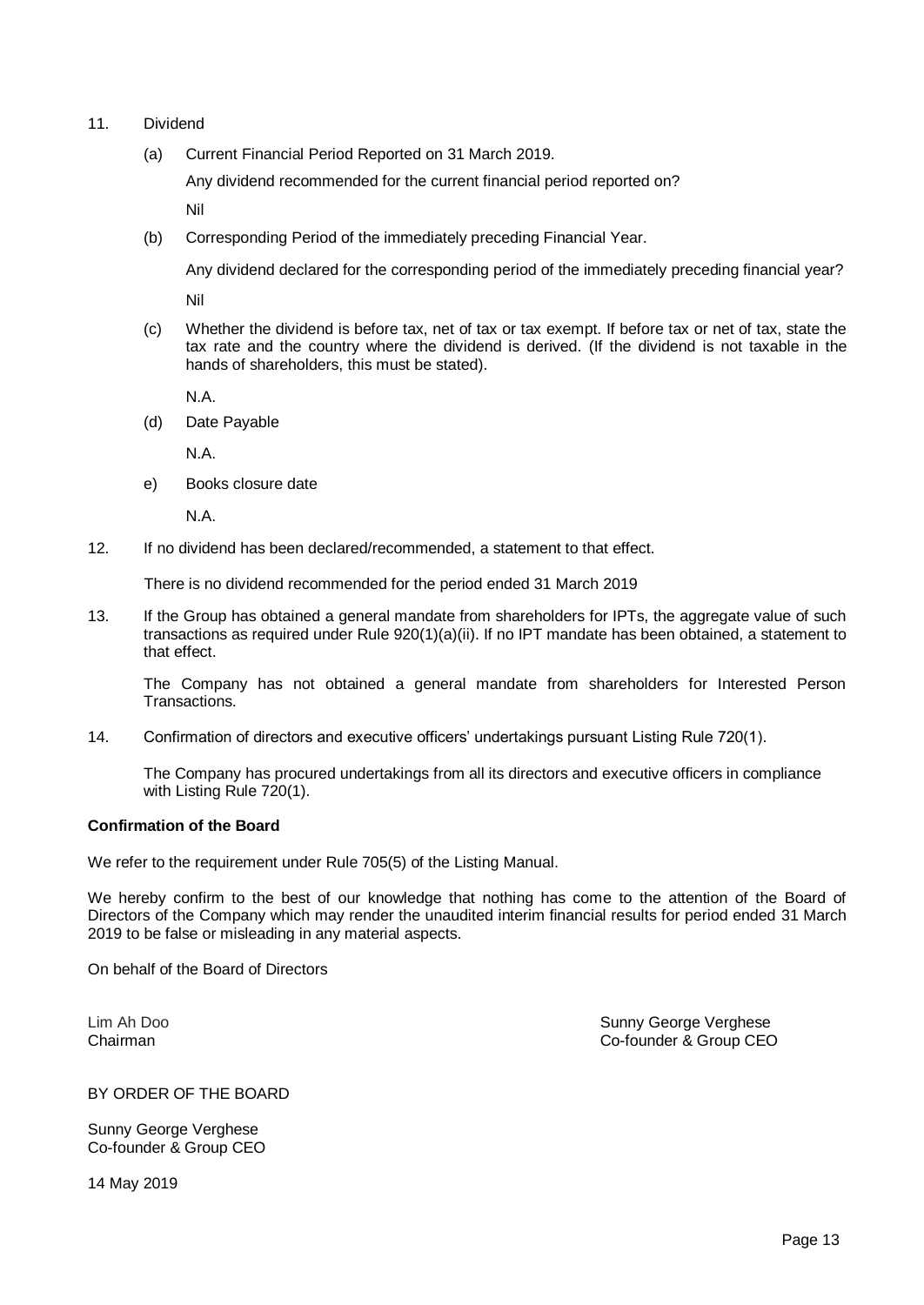11. Dividend

    (a) Current Financial Period Reported on 31 March 2019.

    Any dividend recommended for the current financial period reported on?

    Nil

    (b) Corresponding Period of the immediately preceding Financial Year.

    Any dividend declared for the corresponding period of the immediately preceding financial year?

    Nil

    (c) Whether the dividend is before tax, net of tax or tax exempt. If before tax or net of tax, state the tax rate and the country where the dividend is derived. (If the dividend is not taxable in the hands of shareholders, this must be stated).

    N.A.

    (d) Date Payable

    N.A.

    e) Books closure date

    N.A.

12. If no dividend has been declared/recommended, a statement to that effect.

    There is no dividend recommended for the period ended 31 March 2019

13. If the Group has obtained a general mandate from shareholders for IPTs, the aggregate value of such transactions as required under Rule 920(1)(a)(ii). If no IPT mandate has been obtained, a statement to that effect.

    The Company has not obtained a general mandate from shareholders for Interested Person Transactions.

14. Confirmation of directors and executive officers' undertakings pursuant Listing Rule 720(1).

    The Company has procured undertakings from all its directors and executive officers in compliance with Listing Rule 720(1).

**Confirmation of the Board**

We refer to the requirement under Rule 705(5) of the Listing Manual.

We hereby confirm to the best of our knowledge that nothing has come to the attention of the Board of Directors of the Company which may render the unaudited interim financial results for period ended 31 March 2019 to be false or misleading in any material aspects.

On behalf of the Board of Directors

Lim Ah Doo
Chairman

Sunny George Verghese
Co-founder & Group CEO

BY ORDER OF THE BOARD

Sunny George Verghese
Co-founder & Group CEO

14 May 2019